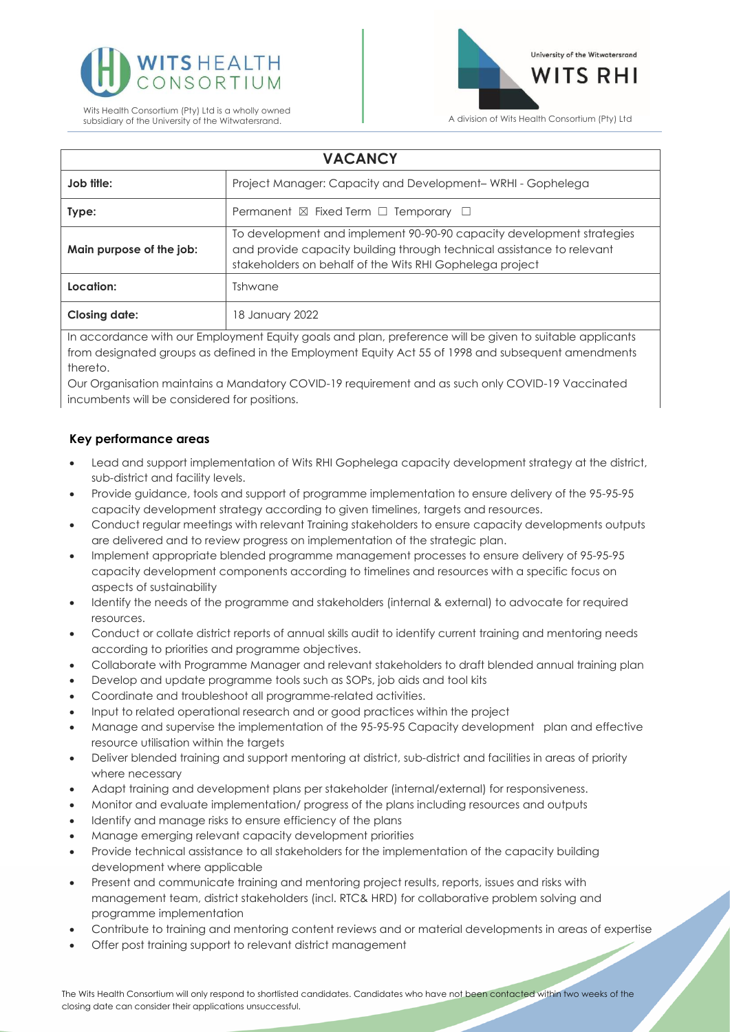Wits Health Consortium (Pty) Ltd is a wholly owned subsidiary of the University of the Witwatersrand.

University of the Witwatersrand WITS RHI

A division of Wits Health Consortium (Pty) Ltd

| VACANCY | |
|---|---|
| **Job title:** | Project Manager: Capacity and Development– WRHI - Gophelega |
| **Type:** | Permanent ☒ Fixed Term ☐ Temporary ☐ |
| **Main purpose of the job:** | To development and implement 90-90-90 capacity development strategies and provide capacity building through technical assistance to relevant stakeholders on behalf of the Wits RHI Gophelega project |
| **Location:** | Tshwane |
| **Closing date:** | 18 January 2022 |

In accordance with our Employment Equity goals and plan, preference will be given to suitable applicants from designated groups as defined in the Employment Equity Act 55 of 1998 and subsequent amendments thereto.

Our Organisation maintains a Mandatory COVID-19 requirement and as such only COVID-19 Vaccinated incumbents will be considered for positions.

### Key performance areas

- Lead and support implementation of Wits RHI Gophelega capacity development strategy at the district, sub-district and facility levels.
- Provide guidance, tools and support of programme implementation to ensure delivery of the 95-95-95 capacity development strategy according to given timelines, targets and resources.
- Conduct regular meetings with relevant Training stakeholders to ensure capacity developments outputs are delivered and to review progress on implementation of the strategic plan.
- Implement appropriate blended programme management processes to ensure delivery of 95-95-95 capacity development components according to timelines and resources with a specific focus on aspects of sustainability
- Identify the needs of the programme and stakeholders (internal & external) to advocate for required resources.
- Conduct or collate district reports of annual skills audit to identify current training and mentoring needs according to priorities and programme objectives.
- Collaborate with Programme Manager and relevant stakeholders to draft blended annual training plan
- Develop and update programme tools such as SOPs, job aids and tool kits
- Coordinate and troubleshoot all programme-related activities.
- Input to related operational research and or good practices within the project
- Manage and supervise the implementation of the 95-95-95 Capacity development plan and effective resource utilisation within the targets
- Deliver blended training and support mentoring at district, sub-district and facilities in areas of priority where necessary
- Adapt training and development plans per stakeholder (internal/external) for responsiveness.
- Monitor and evaluate implementation/ progress of the plans including resources and outputs
- Identify and manage risks to ensure efficiency of the plans
- Manage emerging relevant capacity development priorities
- Provide technical assistance to all stakeholders for the implementation of the capacity building development where applicable
- Present and communicate training and mentoring project results, reports, issues and risks with management team, district stakeholders (incl. RTC& HRD) for collaborative problem solving and programme implementation
- Contribute to training and mentoring content reviews and or material developments in areas of expertise
- Offer post training support to relevant district management

The Wits Health Consortium will only respond to shortlisted candidates. Candidates who have not been contacted within two weeks of the closing date can consider their applications unsuccessful.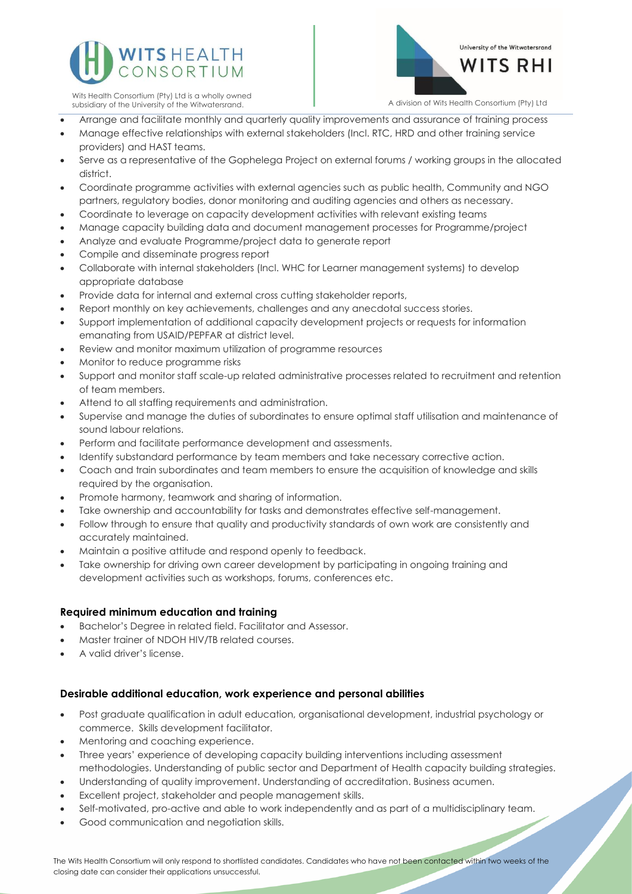- Arrange and facilitate monthly and quarterly quality improvements and assurance of training process
- Manage effective relationships with external stakeholders (Incl. RTC, HRD and other training service providers) and HAST teams.
- Serve as a representative of the Gophelega Project on external forums / working groups in the allocated district.
- Coordinate programme activities with external agencies such as public health, Community and NGO partners, regulatory bodies, donor monitoring and auditing agencies and others as necessary.
- Coordinate to leverage on capacity development activities with relevant existing teams
- Manage capacity building data and document management processes for Programme/project
- Analyze and evaluate Programme/project data to generate report
- Compile and disseminate progress report
- Collaborate with internal stakeholders (Incl. WHC for Learner management systems) to develop appropriate database
- Provide data for internal and external cross cutting stakeholder reports,
- Report monthly on key achievements, challenges and any anecdotal success stories.
- Support implementation of additional capacity development projects or requests for information emanating from USAID/PEPFAR at district level.
- Review and monitor maximum utilization of programme resources
- Monitor to reduce programme risks
- Support and monitor staff scale-up related administrative processes related to recruitment and retention of team members.
- Attend to all staffing requirements and administration.
- Supervise and manage the duties of subordinates to ensure optimal staff utilisation and maintenance of sound labour relations.
- Perform and facilitate performance development and assessments.
- Identify substandard performance by team members and take necessary corrective action.
- Coach and train subordinates and team members to ensure the acquisition of knowledge and skills required by the organisation.
- Promote harmony, teamwork and sharing of information.
- Take ownership and accountability for tasks and demonstrates effective self-management.
- Follow through to ensure that quality and productivity standards of own work are consistently and accurately maintained.
- Maintain a positive attitude and respond openly to feedback.
- Take ownership for driving own career development by participating in ongoing training and development activities such as workshops, forums, conferences etc.

### Required minimum education and training

- Bachelor's Degree in related field. Facilitator and Assessor.
- Master trainer of NDOH HIV/TB related courses.
- A valid driver's license.

### Desirable additional education, work experience and personal abilities

- Post graduate qualification in adult education, organisational development, industrial psychology or commerce. Skills development facilitator.
- Mentoring and coaching experience.
- Three years' experience of developing capacity building interventions including assessment methodologies. Understanding of public sector and Department of Health capacity building strategies.
- Understanding of quality improvement. Understanding of accreditation. Business acumen.
- Excellent project, stakeholder and people management skills.
- Self-motivated, pro-active and able to work independently and as part of a multidisciplinary team.
- Good communication and negotiation skills.

The Wits Health Consortium will only respond to shortlisted candidates. Candidates who have not been contacted within two weeks of the closing date can consider their applications unsuccessful.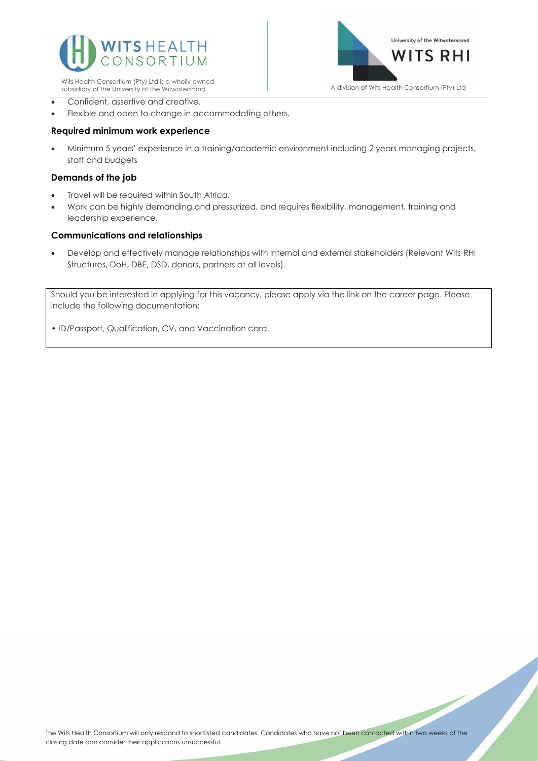- Confident, assertive and creative.
- Flexible and open to change in accommodating others.

### Required minimum work experience

- Minimum 5 years' experience in a training/academic environment including 2 years managing projects, staff and budgets

### Demands of the job

- Travel will be required within South Africa.
- Work can be highly demanding and pressurized, and requires flexibility, management, training and leadership experience.

### Communications and relationships

- Develop and effectively manage relationships with internal and external stakeholders (Relevant Wits RHI Structures, DoH, DBE, DSD, donors, partners at all levels).

Should you be interested in applying for this vacancy, please apply via the link on the career page. Please include the following documentation:

• ID/Passport, Qualification, CV, and Vaccination card.

The Wits Health Consortium will only respond to shortlisted candidates. Candidates who have not been contacted within two weeks of the closing date can consider their applications unsuccessful.